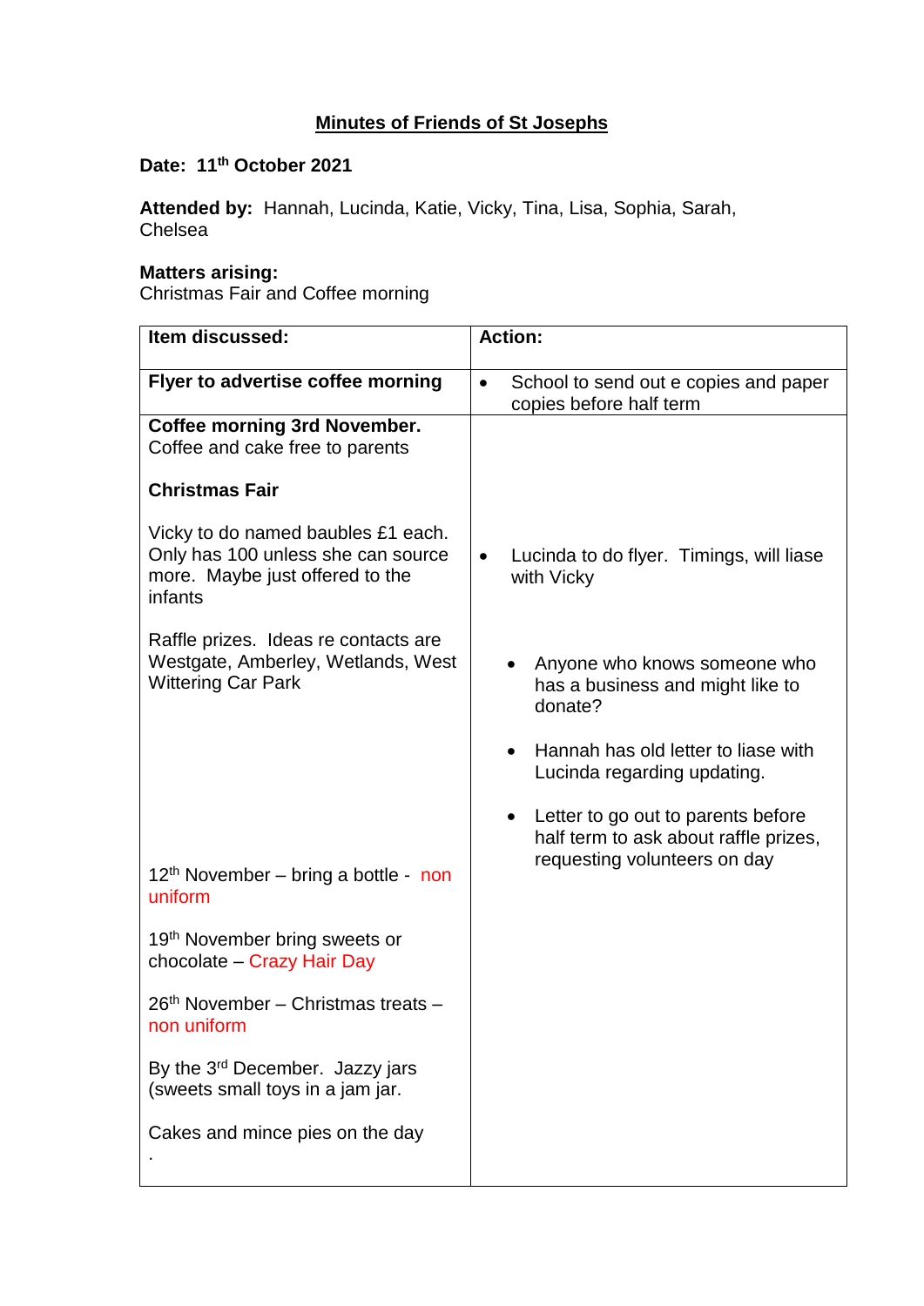# Minutes of Friends of St Josephs

**Date: 11th October 2021**

**Attended by:** Hannah, Lucinda, Katie, Vicky, Tina, Lisa, Sophia, Sarah, Chelsea

**Matters arising:**
Christmas Fair and Coffee morning

| Item discussed: | Action: |
| --- | --- |
| **Flyer to advertise coffee morning** | • School to send out e copies and paper copies before half term |
| **Coffee morning 3rd November.**<br>Coffee and cake free to parents<br><br>**Christmas Fair**<br><br>Vicky to do named baubles £1 each. Only has 100 unless she can source more. Maybe just offered to the infants<br><br>Raffle prizes. Ideas re contacts are Westgate, Amberley, Wetlands, West Wittering Car Park<br><br>12th November – bring a bottle - non uniform<br><br>19th November bring sweets or chocolate – Crazy Hair Day<br><br>26th November – Christmas treats – non uniform<br><br>By the 3rd December. Jazzy jars (sweets small toys in a jam jar.<br><br>Cakes and mince pies on the day<br>. | • Lucinda to do flyer. Timings, will liase with Vicky<br><br>• Anyone who knows someone who has a business and might like to donate?<br><br>• Hannah has old letter to liase with Lucinda regarding updating.<br><br>• Letter to go out to parents before half term to ask about raffle prizes, requesting volunteers on day |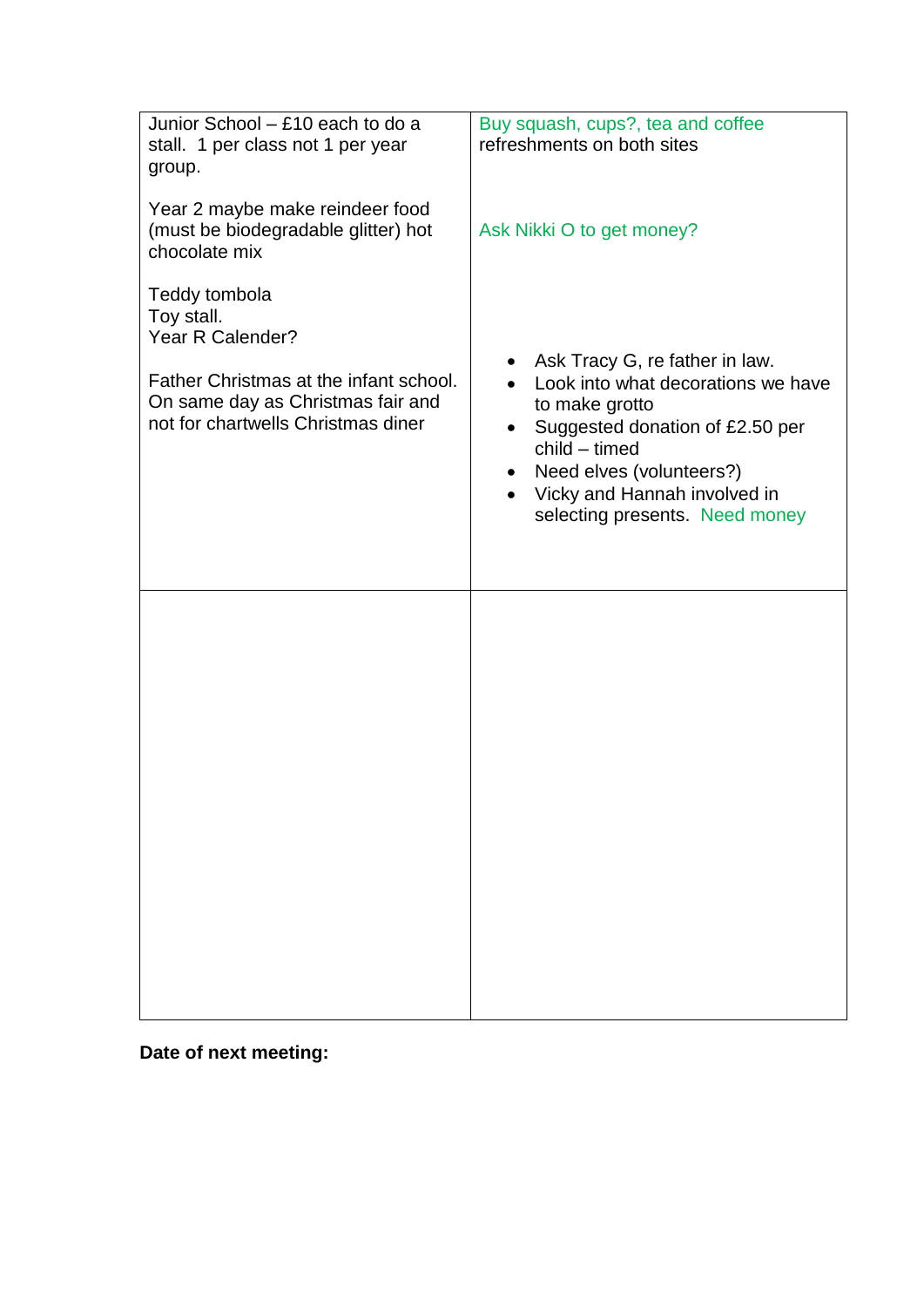| | |
|---|---|
| Junior School – £10 each to do a stall. 1 per class not 1 per year group.<br><br>Year 2 maybe make reindeer food (must be biodegradable glitter) hot chocolate mix<br><br>Teddy tombola<br>Toy stall.<br>Year R Calender?<br><br>Father Christmas at the infant school. On same day as Christmas fair and not for chartwells Christmas diner | Buy squash, cups?, tea and coffee refreshments on both sites<br><br>Ask Nikki O to get money?<br><br>• Ask Tracy G, re father in law.<br>• Look into what decorations we have to make grotto<br>• Suggested donation of £2.50 per child – timed<br>• Need elves (volunteers?)<br>• Vicky and Hannah involved in selecting presents. Need money |
| | |

**Date of next meeting:**